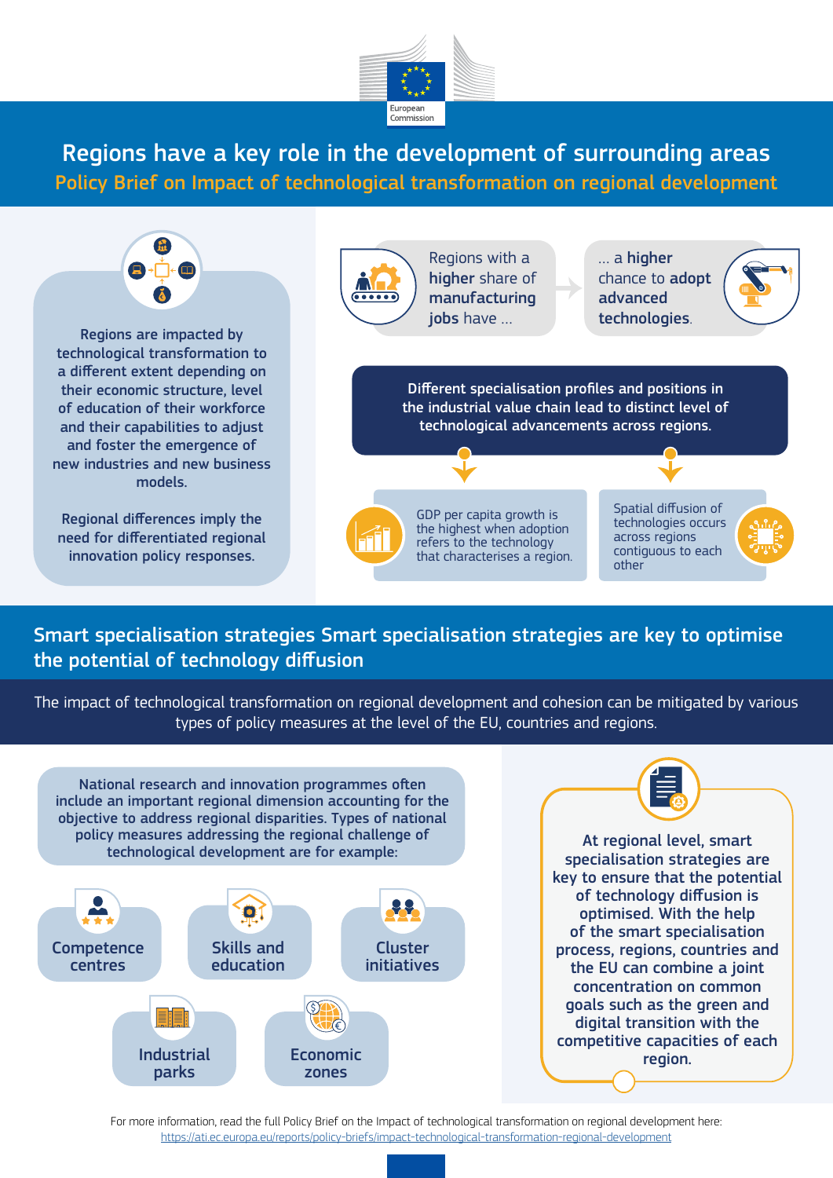European Commission

# Regions have a key role in the development of surrounding areas

## Policy Brief on Impact of technological transformation on regional development

Regions are impacted by technological transformation to a different extent depending on their economic structure, level of education of their workforce and their capabilities to adjust and foster the emergence of new industries and new business models.

Regional differences imply the need for differentiated regional innovation policy responses.

Regions with a **higher** share of **manufacturing jobs** have ... → ... a **higher** chance to **adopt advanced technologies**.

**Different specialisation profiles and positions in the industrial value chain lead to distinct level of technological advancements across regions.**

GDP per capita growth is the highest when adoption refers to the technology that characterises a region.

Spatial diffusion of technologies occurs across regions contiguous to each other

## Smart specialisation strategies Smart specialisation strategies are key to optimise the potential of technology diffusion

The impact of technological transformation on regional development and cohesion can be mitigated by various types of policy measures at the level of the EU, countries and regions.

National research and innovation programmes often include an important regional dimension accounting for the objective to address regional disparities. Types of national policy measures addressing the regional challenge of technological development are for example:

- Competence centres
- Skills and education
- Cluster initiatives
- Industrial parks
- Economic zones

At regional level, smart specialisation strategies are key to ensure that the potential of technology diffusion is optimised. With the help of the smart specialisation process, regions, countries and the EU can combine a joint concentration on common goals such as the green and digital transition with the competitive capacities of each region.

For more information, read the full Policy Brief on the Impact of technological transformation on regional development here: https://ati.ec.europa.eu/reports/policy-briefs/impact-technological-transformation-regional-development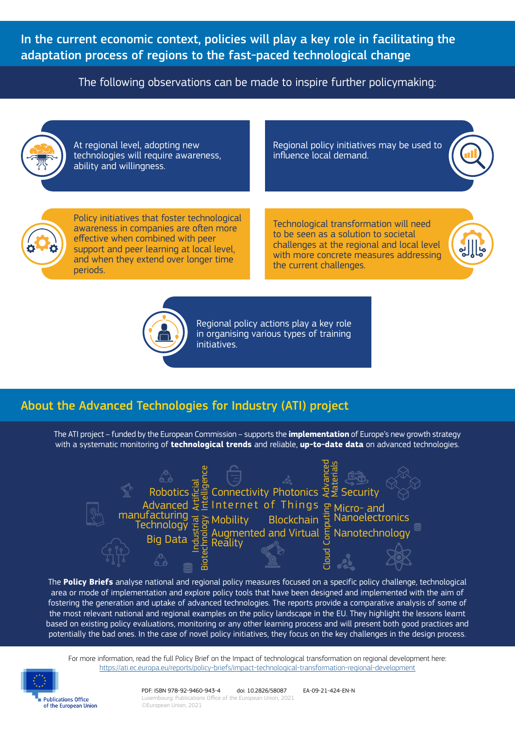## In the current economic context, policies will play a key role in facilitating the adaptation process of regions to the fast-paced technological change

The following observations can be made to inspire further policymaking:

- At regional level, adopting new technologies will require awareness, ability and willingness.
- Regional policy initiatives may be used to influence local demand.
- Policy initiatives that foster technological awareness in companies are often more effective when combined with peer support and peer learning at local level, and when they extend over longer time periods.
- Technological transformation will need to be seen as a solution to societal challenges at the regional and local level with more concrete measures addressing the current challenges.
- Regional policy actions play a key role in organising various types of training initiatives.

## About the Advanced Technologies for Industry (ATI) project

The ATI project – funded by the European Commission – supports the **implementation** of Europe's new growth strategy with a systematic monitoring of **technological trends** and reliable, **up-to-date data** on advanced technologies.

Robotics
Advanced manufacturing Technology
Big Data
Industrial Biotechnology
Artificial Intelligence
Connectivity
Internet of Things
Mobility
Augmented and Virtual Reality
Photonics
Blockchain
Cloud Computing
Advanced Materials
Security
Micro- and Nanoelectronics
Nanotechnology

The **Policy Briefs** analyse national and regional policy measures focused on a specific policy challenge, technological area or mode of implementation and explore policy tools that have been designed and implemented with the aim of fostering the generation and uptake of advanced technologies. The reports provide a comparative analysis of some of the most relevant national and regional examples on the policy landscape in the EU. They highlight the lessons learnt based on existing policy evaluations, monitoring or any other learning process and will present both good practices and potentially the bad ones. In the case of novel policy initiatives, they focus on the key challenges in the design process.

For more information, read the full Policy Brief on the Impact of technological transformation on regional development here:
https://ati.ec.europa.eu/reports/policy-briefs/impact-technological-transformation-regional-development

Publications Office of the European Union

PDF: ISBN 978-92-9460-943-4 doi: 10.2826/58087 EA-09-21-424-EN-N
Luxembourg: Publications Office of the European Union, 2021
©European Union, 2021